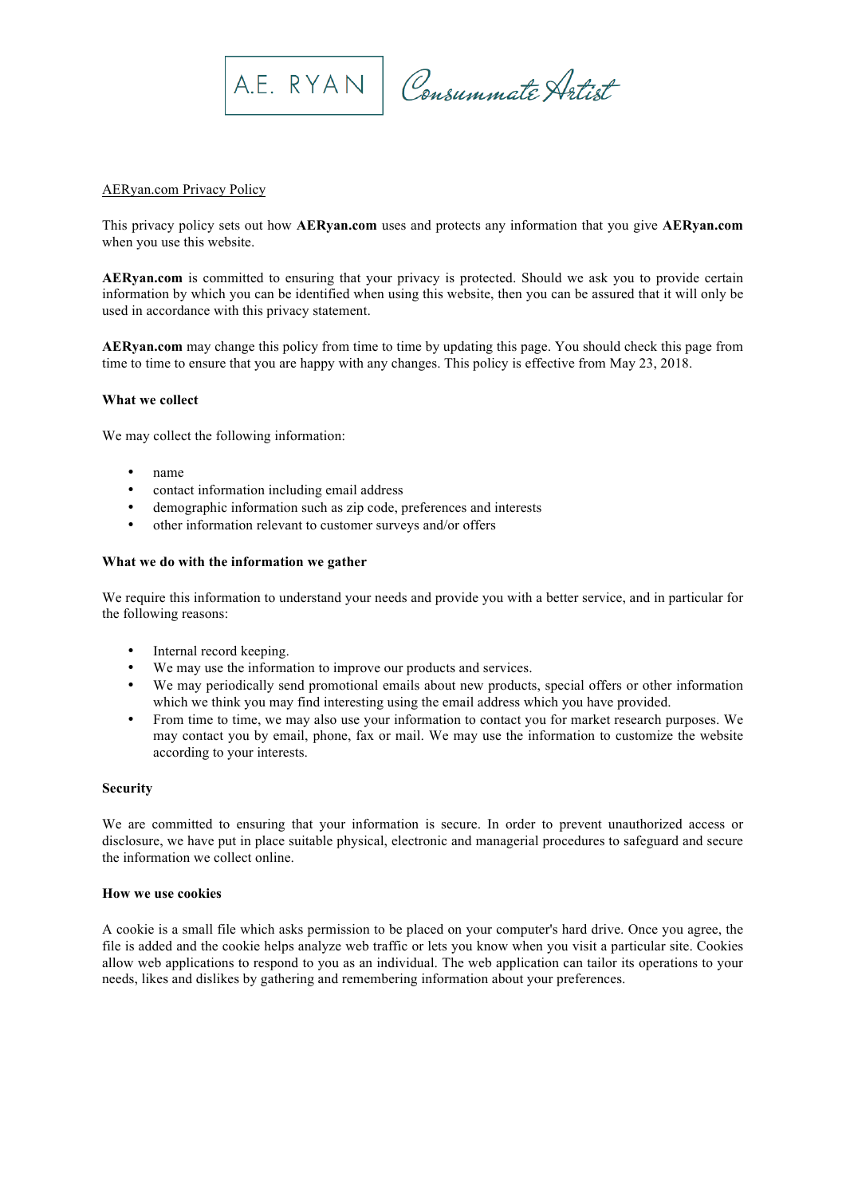A.E. RYAN Consummate Artist

AERyan.com Privacy Policy

This privacy policy sets out how **AERyan.com** uses and protects any information that you give **AERyan.com** when you use this website.

**AERyan.com** is committed to ensuring that your privacy is protected. Should we ask you to provide certain information by which you can be identified when using this website, then you can be assured that it will only be used in accordance with this privacy statement.

**AERyan.com** may change this policy from time to time by updating this page. You should check this page from time to time to ensure that you are happy with any changes. This policy is effective from May 23, 2018.

**What we collect**

We may collect the following information:

- name
- contact information including email address
- demographic information such as zip code, preferences and interests
- other information relevant to customer surveys and/or offers

**What we do with the information we gather**

We require this information to understand your needs and provide you with a better service, and in particular for the following reasons:

- Internal record keeping.
- We may use the information to improve our products and services.
- We may periodically send promotional emails about new products, special offers or other information which we think you may find interesting using the email address which you have provided.
- From time to time, we may also use your information to contact you for market research purposes. We may contact you by email, phone, fax or mail. We may use the information to customize the website according to your interests.

**Security**

We are committed to ensuring that your information is secure. In order to prevent unauthorized access or disclosure, we have put in place suitable physical, electronic and managerial procedures to safeguard and secure the information we collect online.

**How we use cookies**

A cookie is a small file which asks permission to be placed on your computer's hard drive. Once you agree, the file is added and the cookie helps analyze web traffic or lets you know when you visit a particular site. Cookies allow web applications to respond to you as an individual. The web application can tailor its operations to your needs, likes and dislikes by gathering and remembering information about your preferences.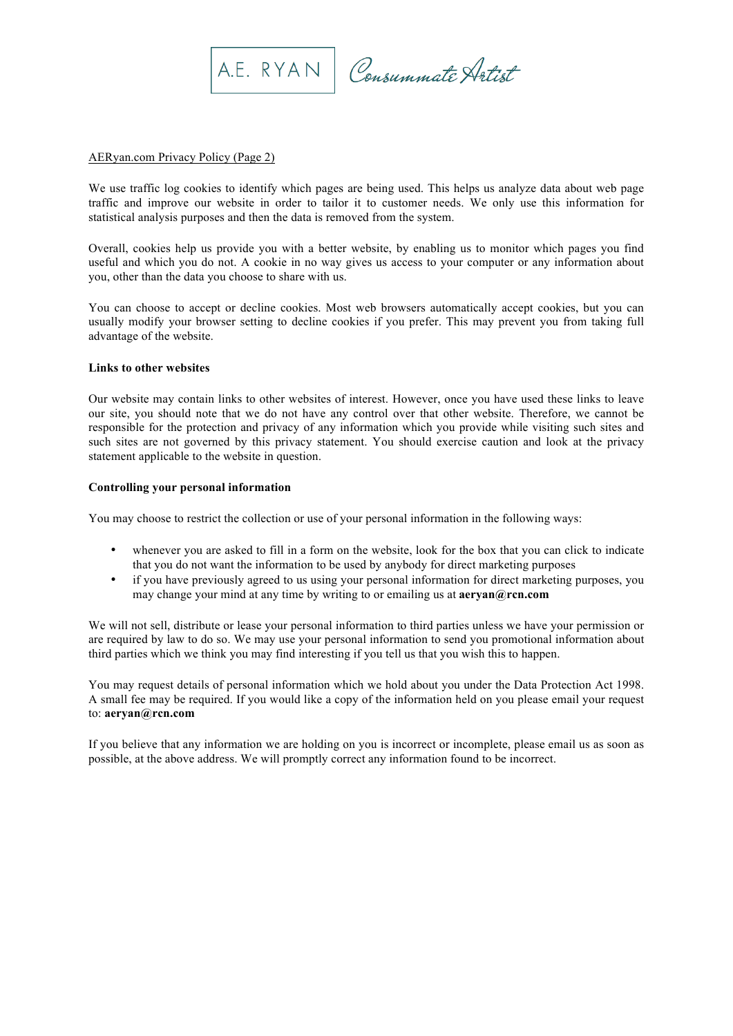AERyan.com Privacy Policy (Page 2)

We use traffic log cookies to identify which pages are being used. This helps us analyze data about web page traffic and improve our website in order to tailor it to customer needs. We only use this information for statistical analysis purposes and then the data is removed from the system.

Overall, cookies help us provide you with a better website, by enabling us to monitor which pages you find useful and which you do not. A cookie in no way gives us access to your computer or any information about you, other than the data you choose to share with us.

You can choose to accept or decline cookies. Most web browsers automatically accept cookies, but you can usually modify your browser setting to decline cookies if you prefer. This may prevent you from taking full advantage of the website.

**Links to other websites**

Our website may contain links to other websites of interest. However, once you have used these links to leave our site, you should note that we do not have any control over that other website. Therefore, we cannot be responsible for the protection and privacy of any information which you provide while visiting such sites and such sites are not governed by this privacy statement. You should exercise caution and look at the privacy statement applicable to the website in question.

**Controlling your personal information**

You may choose to restrict the collection or use of your personal information in the following ways:

- whenever you are asked to fill in a form on the website, look for the box that you can click to indicate that you do not want the information to be used by anybody for direct marketing purposes
- if you have previously agreed to us using your personal information for direct marketing purposes, you may change your mind at any time by writing to or emailing us at **aeryan@rcn.com**

We will not sell, distribute or lease your personal information to third parties unless we have your permission or are required by law to do so. We may use your personal information to send you promotional information about third parties which we think you may find interesting if you tell us that you wish this to happen.

You may request details of personal information which we hold about you under the Data Protection Act 1998. A small fee may be required. If you would like a copy of the information held on you please email your request to: **aeryan@rcn.com**

If you believe that any information we are holding on you is incorrect or incomplete, please email us as soon as possible, at the above address. We will promptly correct any information found to be incorrect.